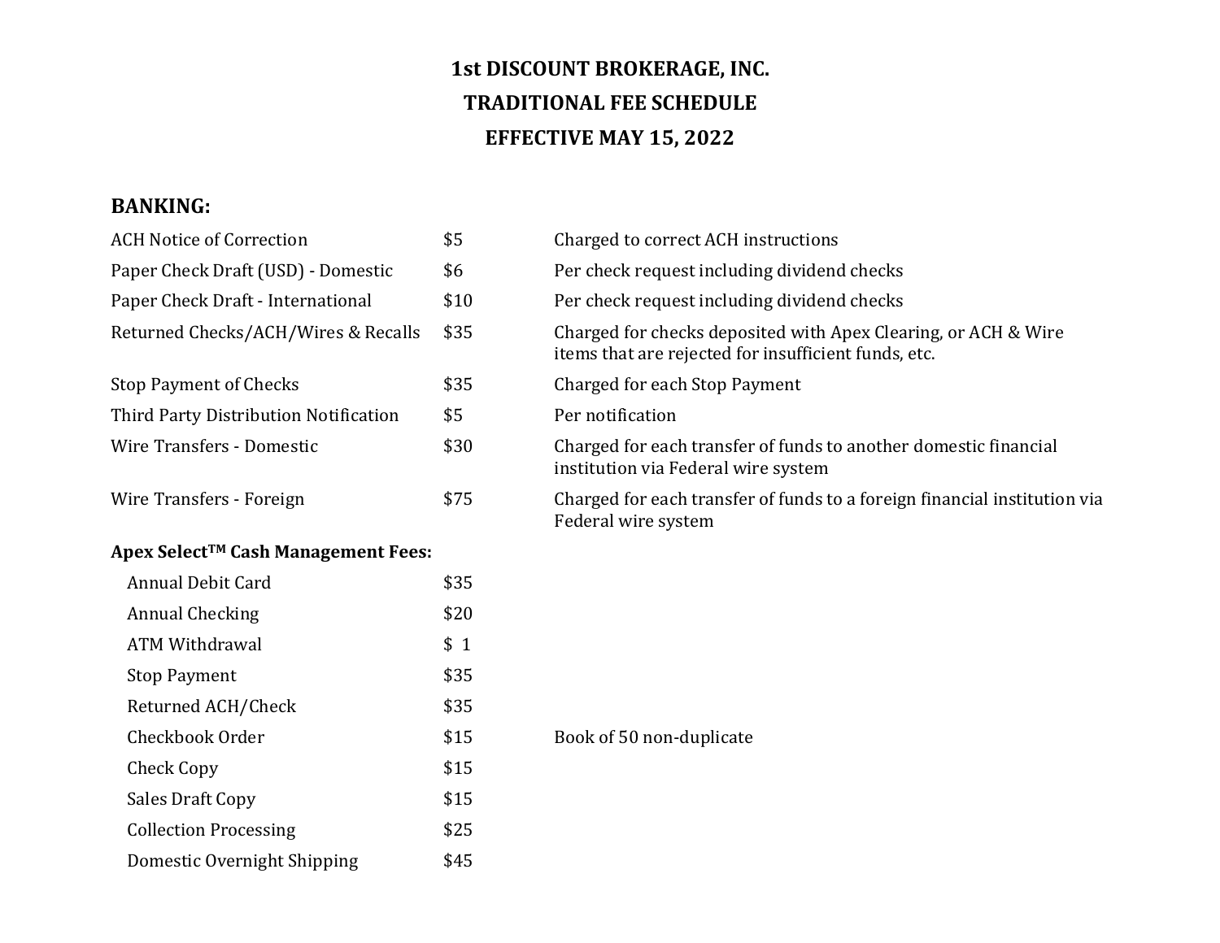# 1st DISCOUNT BROKERAGE, INC.
## TRADITIONAL FEE SCHEDULE
## EFFECTIVE MAY 15, 2022

### BANKING:

| | | |
|---|---|---|
| ACH Notice of Correction | $5 | Charged to correct ACH instructions |
| Paper Check Draft (USD) - Domestic | $6 | Per check request including dividend checks |
| Paper Check Draft - International | $10 | Per check request including dividend checks |
| Returned Checks/ACH/Wires & Recalls | $35 | Charged for checks deposited with Apex Clearing, or ACH & Wire items that are rejected for insufficient funds, etc. |
| Stop Payment of Checks | $35 | Charged for each Stop Payment |
| Third Party Distribution Notification | $5 | Per notification |
| Wire Transfers - Domestic | $30 | Charged for each transfer of funds to another domestic financial institution via Federal wire system |
| Wire Transfers - Foreign | $75 | Charged for each transfer of funds to a foreign financial institution via Federal wire system |

**Apex Select™ Cash Management Fees:**

| | | |
|---|---|---|
| Annual Debit Card | $35 | |
| Annual Checking | $20 | |
| ATM Withdrawal | $ 1 | |
| Stop Payment | $35 | |
| Returned ACH/Check | $35 | |
| Checkbook Order | $15 | Book of 50 non-duplicate |
| Check Copy | $15 | |
| Sales Draft Copy | $15 | |
| Collection Processing | $25 | |
| Domestic Overnight Shipping | $45 | |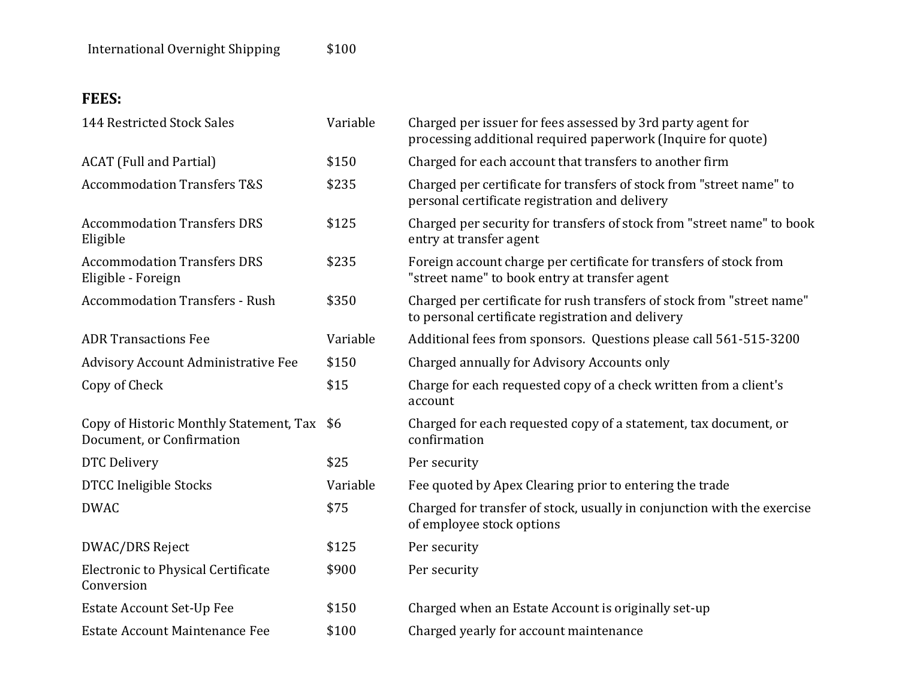| | |
|---|---|
| International Overnight Shipping | $100 |

**FEES:**

| | | |
|---|---|---|
| 144 Restricted Stock Sales | Variable | Charged per issuer for fees assessed by 3rd party agent for processing additional required paperwork (Inquire for quote) |
| ACAT (Full and Partial) | $150 | Charged for each account that transfers to another firm |
| Accommodation Transfers T&S | $235 | Charged per certificate for transfers of stock from "street name" to personal certificate registration and delivery |
| Accommodation Transfers DRS Eligible | $125 | Charged per security for transfers of stock from "street name" to book entry at transfer agent |
| Accommodation Transfers DRS Eligible - Foreign | $235 | Foreign account charge per certificate for transfers of stock from "street name" to book entry at transfer agent |
| Accommodation Transfers - Rush | $350 | Charged per certificate for rush transfers of stock from "street name" to personal certificate registration and delivery |
| ADR Transactions Fee | Variable | Additional fees from sponsors. Questions please call 561-515-3200 |
| Advisory Account Administrative Fee | $150 | Charged annually for Advisory Accounts only |
| Copy of Check | $15 | Charge for each requested copy of a check written from a client's account |
| Copy of Historic Monthly Statement, Tax Document, or Confirmation | $6 | Charged for each requested copy of a statement, tax document, or confirmation |
| DTC Delivery | $25 | Per security |
| DTCC Ineligible Stocks | Variable | Fee quoted by Apex Clearing prior to entering the trade |
| DWAC | $75 | Charged for transfer of stock, usually in conjunction with the exercise of employee stock options |
| DWAC/DRS Reject | $125 | Per security |
| Electronic to Physical Certificate Conversion | $900 | Per security |
| Estate Account Set-Up Fee | $150 | Charged when an Estate Account is originally set-up |
| Estate Account Maintenance Fee | $100 | Charged yearly for account maintenance |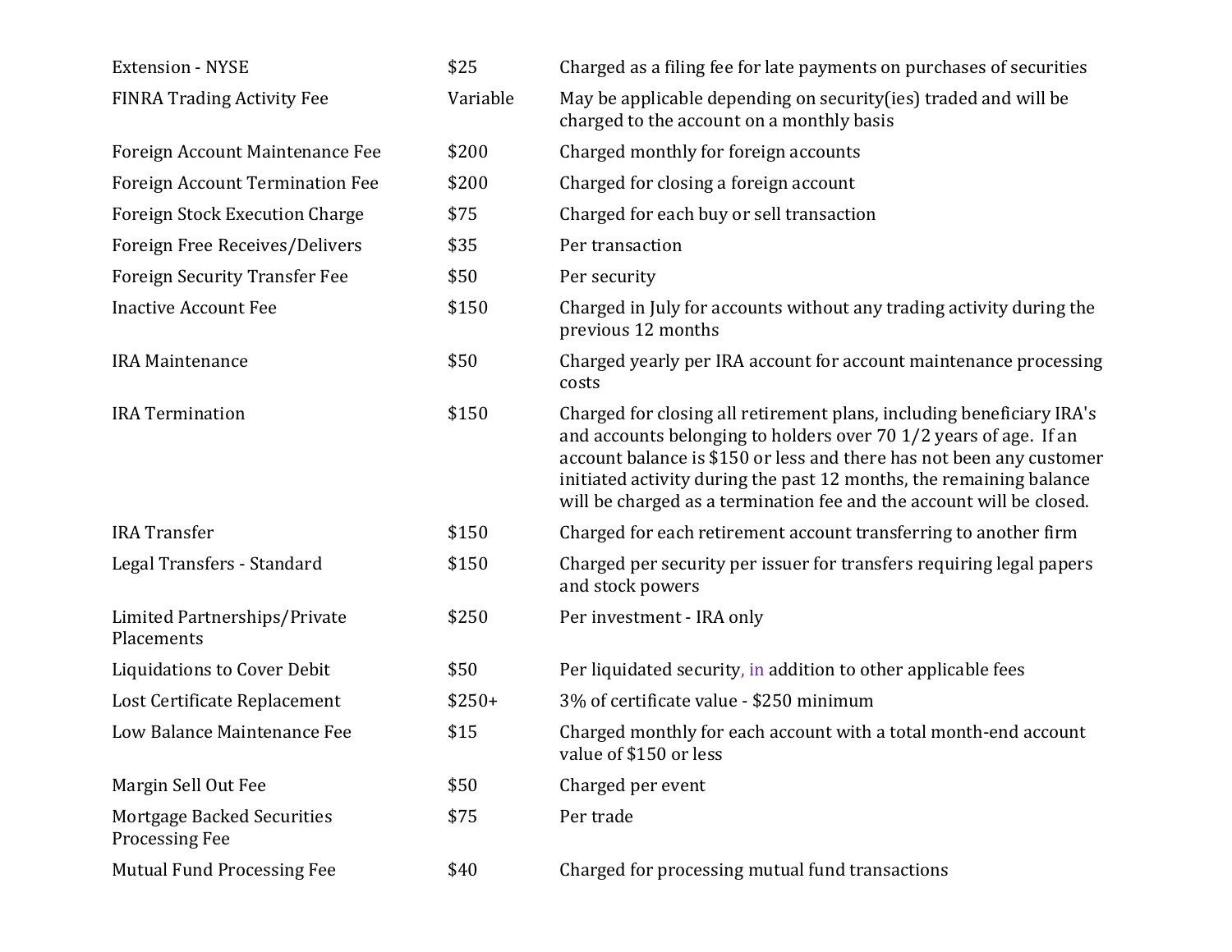| | | |
|---|---|---|
| Extension - NYSE | $25 | Charged as a filing fee for late payments on purchases of securities |
| FINRA Trading Activity Fee | Variable | May be applicable depending on security(ies) traded and will be charged to the account on a monthly basis |
| Foreign Account Maintenance Fee | $200 | Charged monthly for foreign accounts |
| Foreign Account Termination Fee | $200 | Charged for closing a foreign account |
| Foreign Stock Execution Charge | $75 | Charged for each buy or sell transaction |
| Foreign Free Receives/Delivers | $35 | Per transaction |
| Foreign Security Transfer Fee | $50 | Per security |
| Inactive Account Fee | $150 | Charged in July for accounts without any trading activity during the previous 12 months |
| IRA Maintenance | $50 | Charged yearly per IRA account for account maintenance processing costs |
| IRA Termination | $150 | Charged for closing all retirement plans, including beneficiary IRA's and accounts belonging to holders over 70 1/2 years of age. If an account balance is $150 or less and there has not been any customer initiated activity during the past 12 months, the remaining balance will be charged as a termination fee and the account will be closed. |
| IRA Transfer | $150 | Charged for each retirement account transferring to another firm |
| Legal Transfers - Standard | $150 | Charged per security per issuer for transfers requiring legal papers and stock powers |
| Limited Partnerships/Private Placements | $250 | Per investment - IRA only |
| Liquidations to Cover Debit | $50 | Per liquidated security, in addition to other applicable fees |
| Lost Certificate Replacement | $250+ | 3% of certificate value - $250 minimum |
| Low Balance Maintenance Fee | $15 | Charged monthly for each account with a total month-end account value of $150 or less |
| Margin Sell Out Fee | $50 | Charged per event |
| Mortgage Backed Securities Processing Fee | $75 | Per trade |
| Mutual Fund Processing Fee | $40 | Charged for processing mutual fund transactions |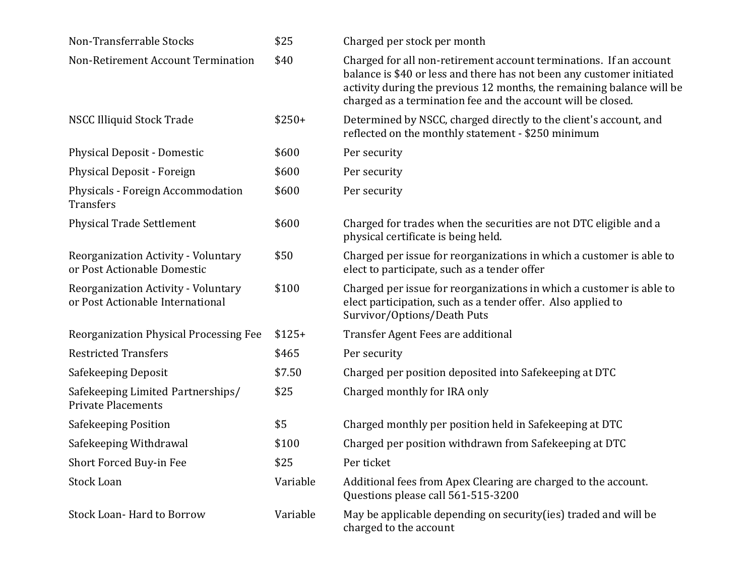| | | |
|---|---|---|
| Non-Transferrable Stocks | $25 | Charged per stock per month |
| Non-Retirement Account Termination | $40 | Charged for all non-retirement account terminations. If an account balance is $40 or less and there has not been any customer initiated activity during the previous 12 months, the remaining balance will be charged as a termination fee and the account will be closed. |
| NSCC Illiquid Stock Trade | $250+ | Determined by NSCC, charged directly to the client's account, and reflected on the monthly statement - $250 minimum |
| Physical Deposit - Domestic | $600 | Per security |
| Physical Deposit - Foreign | $600 | Per security |
| Physicals - Foreign Accommodation Transfers | $600 | Per security |
| Physical Trade Settlement | $600 | Charged for trades when the securities are not DTC eligible and a physical certificate is being held. |
| Reorganization Activity - Voluntary or Post Actionable Domestic | $50 | Charged per issue for reorganizations in which a customer is able to elect to participate, such as a tender offer |
| Reorganization Activity - Voluntary or Post Actionable International | $100 | Charged per issue for reorganizations in which a customer is able to elect participation, such as a tender offer. Also applied to Survivor/Options/Death Puts |
| Reorganization Physical Processing Fee | $125+ | Transfer Agent Fees are additional |
| Restricted Transfers | $465 | Per security |
| Safekeeping Deposit | $7.50 | Charged per position deposited into Safekeeping at DTC |
| Safekeeping Limited Partnerships/ Private Placements | $25 | Charged monthly for IRA only |
| Safekeeping Position | $5 | Charged monthly per position held in Safekeeping at DTC |
| Safekeeping Withdrawal | $100 | Charged per position withdrawn from Safekeeping at DTC |
| Short Forced Buy-in Fee | $25 | Per ticket |
| Stock Loan | Variable | Additional fees from Apex Clearing are charged to the account. Questions please call 561-515-3200 |
| Stock Loan- Hard to Borrow | Variable | May be applicable depending on security(ies) traded and will be charged to the account |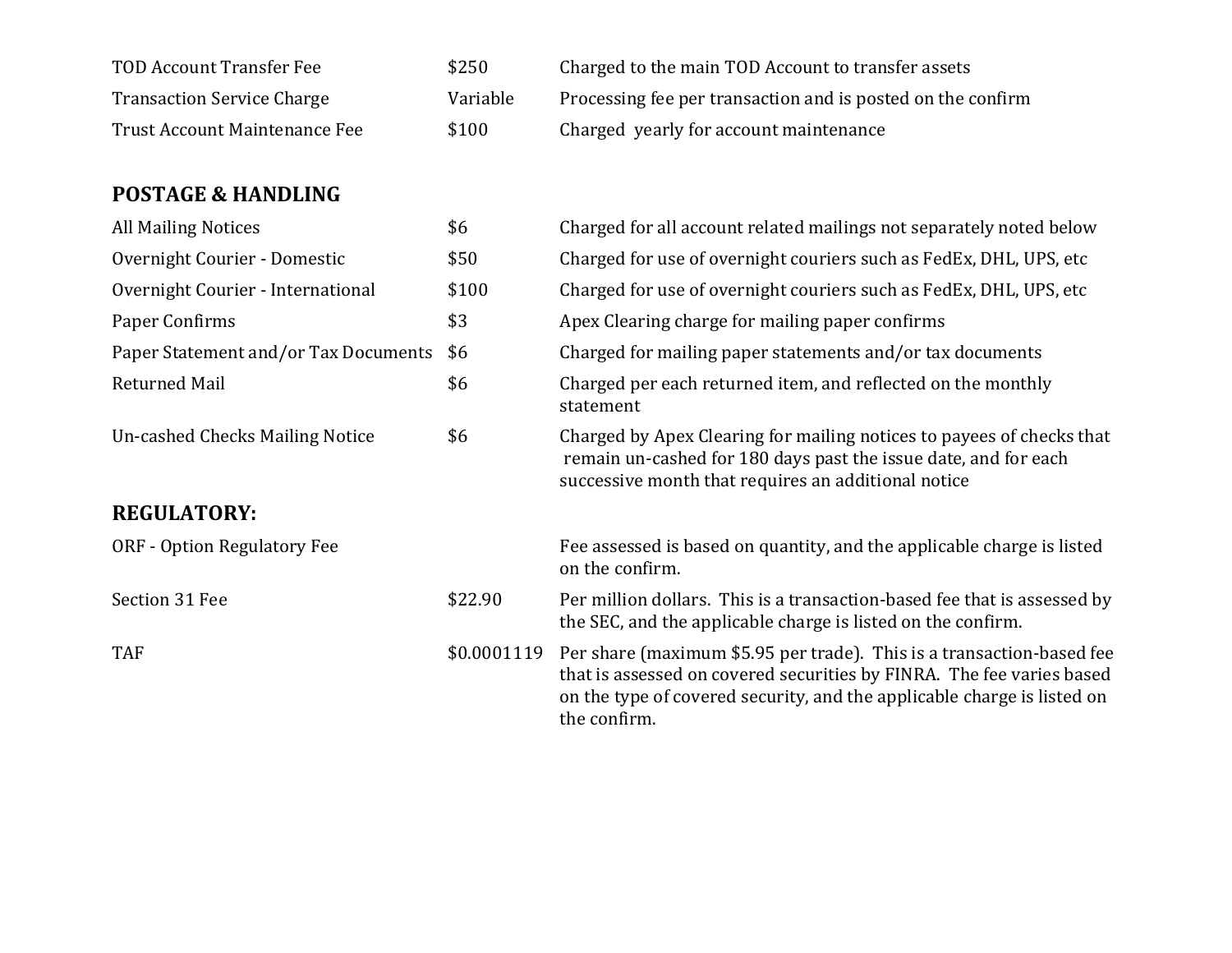| | | |
|---|---|---|
| TOD Account Transfer Fee | $250 | Charged to the main TOD Account to transfer assets |
| Transaction Service Charge | Variable | Processing fee per transaction and is posted on the confirm |
| Trust Account Maintenance Fee | $100 | Charged yearly for account maintenance |

## POSTAGE & HANDLING

| | | |
|---|---|---|
| All Mailing Notices | $6 | Charged for all account related mailings not separately noted below |
| Overnight Courier - Domestic | $50 | Charged for use of overnight couriers such as FedEx, DHL, UPS, etc |
| Overnight Courier - International | $100 | Charged for use of overnight couriers such as FedEx, DHL, UPS, etc |
| Paper Confirms | $3 | Apex Clearing charge for mailing paper confirms |
| Paper Statement and/or Tax Documents | $6 | Charged for mailing paper statements and/or tax documents |
| Returned Mail | $6 | Charged per each returned item, and reflected on the monthly statement |
| Un-cashed Checks Mailing Notice | $6 | Charged by Apex Clearing for mailing notices to payees of checks that remain un-cashed for 180 days past the issue date, and for each successive month that requires an additional notice |

## REGULATORY:

| | | |
|---|---|---|
| ORF - Option Regulatory Fee | | Fee assessed is based on quantity, and the applicable charge is listed on the confirm. |
| Section 31 Fee | $22.90 | Per million dollars. This is a transaction-based fee that is assessed by the SEC, and the applicable charge is listed on the confirm. |
| TAF | $0.0001119 | Per share (maximum $5.95 per trade). This is a transaction-based fee that is assessed on covered securities by FINRA. The fee varies based on the type of covered security, and the applicable charge is listed on the confirm. |